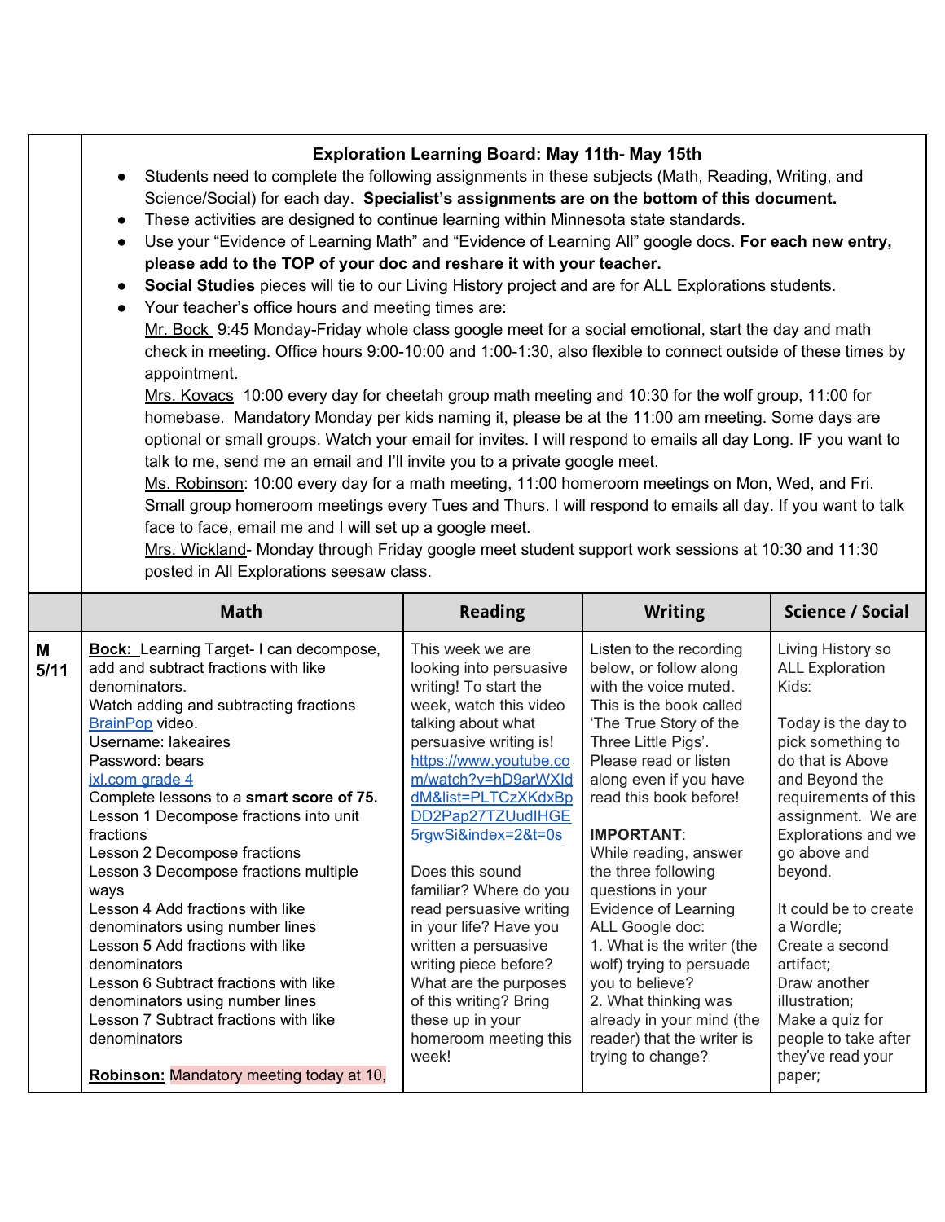**Exploration Learning Board: May 11th- May 15th**

- Students need to complete the following assignments in these subjects (Math, Reading, Writing, and Science/Social) for each day. **Specialist's assignments are on the bottom of this document.**
- These activities are designed to continue learning within Minnesota state standards.
- Use your "Evidence of Learning Math" and "Evidence of Learning All" google docs. **For each new entry, please add to the TOP of your doc and reshare it with your teacher.**
- **Social Studies** pieces will tie to our Living History project and are for ALL Explorations students.
- Your teacher's office hours and meeting times are:
  Mr. Bock 9:45 Monday-Friday whole class google meet for a social emotional, start the day and math check in meeting. Office hours 9:00-10:00 and 1:00-1:30, also flexible to connect outside of these times by appointment.
  Mrs. Kovacs 10:00 every day for cheetah group math meeting and 10:30 for the wolf group, 11:00 for homebase. Mandatory Monday per kids naming it, please be at the 11:00 am meeting. Some days are optional or small groups. Watch your email for invites. I will respond to emails all day Long. IF you want to talk to me, send me an email and I'll invite you to a private google meet.
  Ms. Robinson: 10:00 every day for a math meeting, 11:00 homeroom meetings on Mon, Wed, and Fri. Small group homeroom meetings every Tues and Thurs. I will respond to emails all day. If you want to talk face to face, email me and I will set up a google meet.
  Mrs. Wickland- Monday through Friday google meet student support work sessions at 10:30 and 11:30 posted in All Explorations seesaw class.

| | Math | Reading | Writing | Science / Social |
|---|---|---|---|---|
| **M 5/11** | **Bock:** Learning Target- I can decompose, add and subtract fractions with like denominators.<br>Watch adding and subtracting fractions BrainPop video.<br>Username: lakeaires<br>Password: bears<br>ixl.com grade 4<br>Complete lessons to a **smart score of 75.**<br>Lesson 1 Decompose fractions into unit fractions<br>Lesson 2 Decompose fractions<br>Lesson 3 Decompose fractions multiple ways<br>Lesson 4 Add fractions with like denominators using number lines<br>Lesson 5 Add fractions with like denominators<br>Lesson 6 Subtract fractions with like denominators using number lines<br>Lesson 7 Subtract fractions with like denominators<br><br>**Robinson:** Mandatory meeting today at 10, | This week we are looking into persuasive writing! To start the week, watch this video talking about what persuasive writing is!<br>https://www.youtube.com/watch?v=hD9arWXIddM&list=PLTCzXKdxBpDD2Pap27TZUudIHGE5rgwSi&index=2&t=0s<br><br>Does this sound familiar? Where do you read persuasive writing in your life? Have you written a persuasive writing piece before? What are the purposes of this writing? Bring these up in your homeroom meeting this week! | Listen to the recording below, or follow along with the voice muted. This is the book called 'The True Story of the Three Little Pigs'. Please read or listen along even if you have read this book before!<br><br>**IMPORTANT**: While reading, answer the three following questions in your Evidence of Learning ALL Google doc:<br>1. What is the writer (the wolf) trying to persuade you to believe?<br>2. What thinking was already in your mind (the reader) that the writer is trying to change? | Living History so ALL Exploration Kids:<br><br>Today is the day to pick something to do that is Above and Beyond the requirements of this assignment. We are Explorations and we go above and beyond.<br><br>It could be to create a Wordle;<br>Create a second artifact;<br>Draw another illustration;<br>Make a quiz for people to take after they've read your paper; |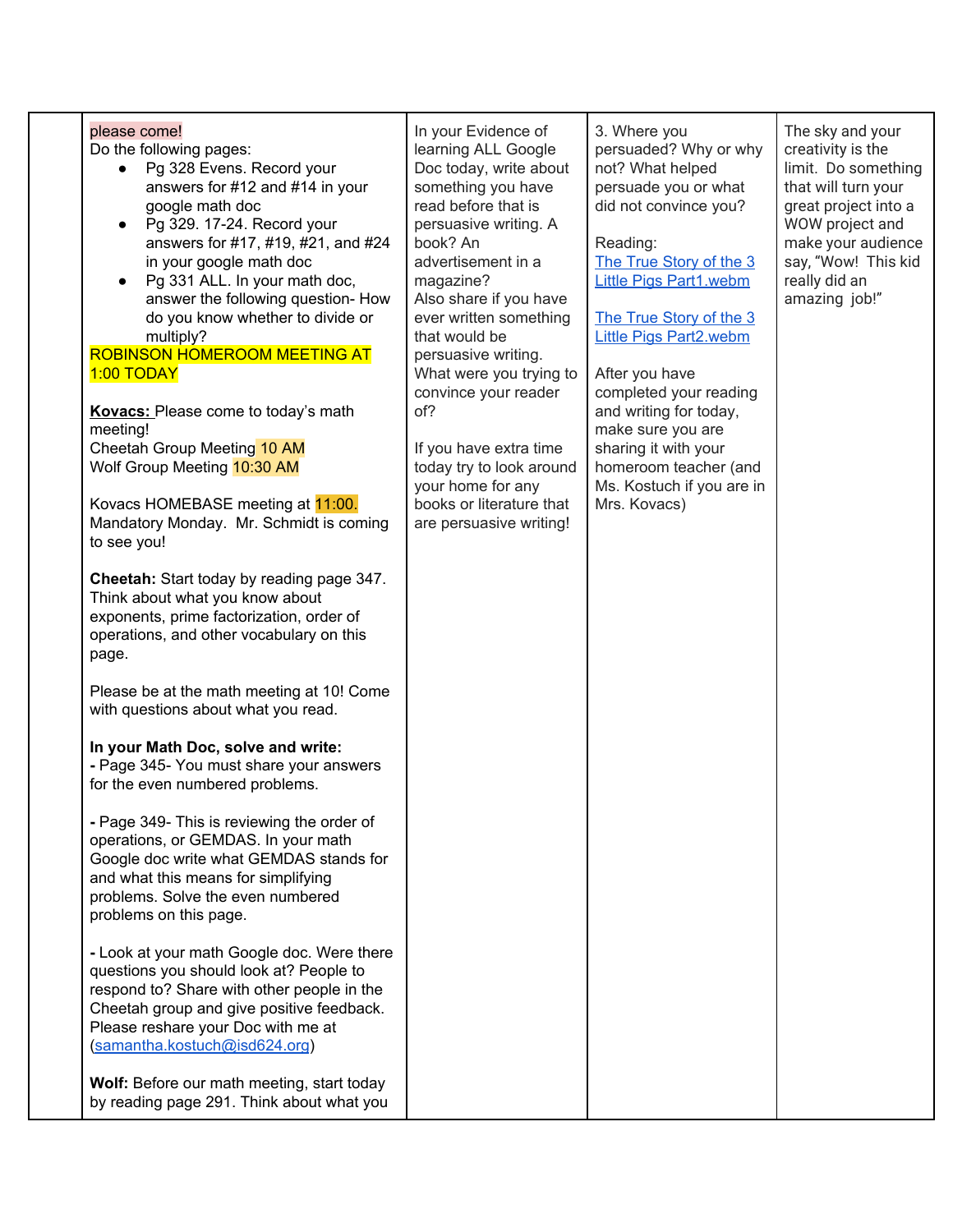| | | | | |
|---|---|---|---|---|
| | please come!<br>Do the following pages:<br>• Pg 328 Evens. Record your answers for #12 and #14 in your google math doc<br>• Pg 329. 17-24. Record your answers for #17, #19, #21, and #24 in your google math doc<br>• Pg 331 ALL. In your math doc, answer the following question- How do you know whether to divide or multiply?<br>ROBINSON HOMEROOM MEETING AT 1:00 TODAY<br><br>**Kovacs:** Please come to today's math meeting!<br>Cheetah Group Meeting 10 AM<br>Wolf Group Meeting 10:30 AM<br><br>Kovacs HOMEBASE meeting at 11:00. Mandatory Monday. Mr. Schmidt is coming to see you!<br><br>**Cheetah:** Start today by reading page 347. Think about what you know about exponents, prime factorization, order of operations, and other vocabulary on this page.<br><br>Please be at the math meeting at 10! Come with questions about what you read.<br><br>**In your Math Doc, solve and write:**<br>**-** Page 345- You must share your answers for the even numbered problems.<br><br>**-** Page 349- This is reviewing the order of operations, or GEMDAS. In your math Google doc write what GEMDAS stands for and what this means for simplifying problems. Solve the even numbered problems on this page.<br><br>**-** Look at your math Google doc. Were there questions you should look at? People to respond to? Share with other people in the Cheetah group and give positive feedback. Please reshare your Doc with me at (samantha.kostuch@isd624.org)<br><br>**Wolf:** Before our math meeting, start today by reading page 291. Think about what you | In your Evidence of learning ALL Google Doc today, write about something you have read before that is persuasive writing. A book? An advertisement in a magazine?<br>Also share if you have ever written something that would be persuasive writing. What were you trying to convince your reader of?<br><br>If you have extra time today try to look around your home for any books or literature that are persuasive writing! | 3. Where you persuaded? Why or why not? What helped persuade you or what did not convince you?<br><br>Reading:<br>The True Story of the 3 Little Pigs Part1.webm<br><br>The True Story of the 3 Little Pigs Part2.webm<br><br>After you have completed your reading and writing for today, make sure you are sharing it with your homeroom teacher (and Ms. Kostuch if you are in Mrs. Kovacs) | The sky and your creativity is the limit. Do something that will turn your great project into a WOW project and make your audience say, "Wow! This kid really did an amazing job!" |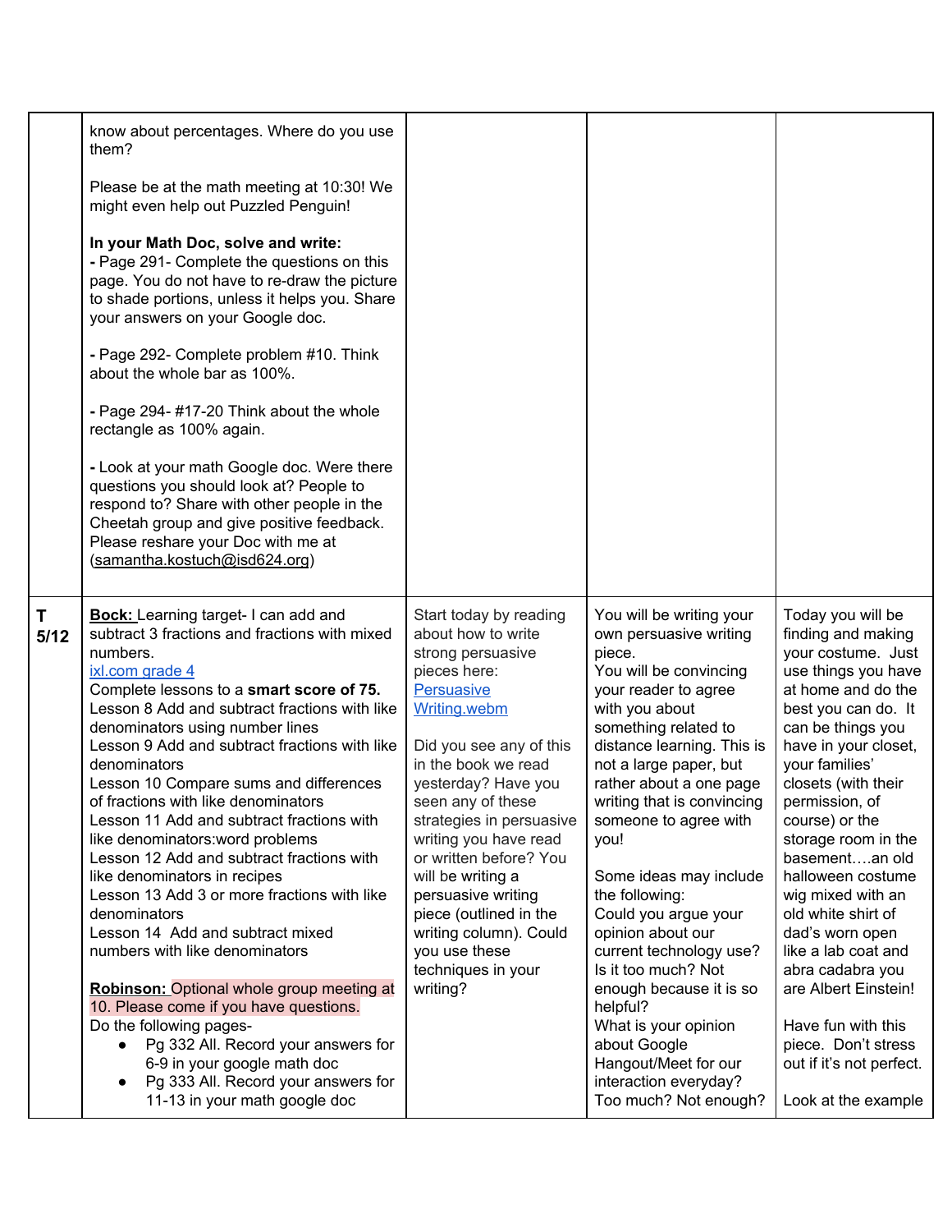| | | | | |
|---|---|---|---|---|
| | know about percentages. Where do you use them?<br><br>Please be at the math meeting at 10:30! We might even help out Puzzled Penguin!<br><br>**In your Math Doc, solve and write:**<br>**-** Page 291- Complete the questions on this page. You do not have to re-draw the picture to shade portions, unless it helps you. Share your answers on your Google doc.<br><br>**-** Page 292- Complete problem #10. Think about the whole bar as 100%.<br><br>**-** Page 294- #17-20 Think about the whole rectangle as 100% again.<br><br>**-** Look at your math Google doc. Were there questions you should look at? People to respond to? Share with other people in the Cheetah group and give positive feedback. Please reshare your Doc with me at (samantha.kostuch@isd624.org) | | | |
| **T 5/12** | **Bock:** Learning target- I can add and subtract 3 fractions and fractions with mixed numbers.<br>ixl.com grade 4<br>Complete lessons to a **smart score of 75.**<br>Lesson 8 Add and subtract fractions with like denominators using number lines<br>Lesson 9 Add and subtract fractions with like denominators<br>Lesson 10 Compare sums and differences of fractions with like denominators<br>Lesson 11 Add and subtract fractions with like denominators:word problems<br>Lesson 12 Add and subtract fractions with like denominators in recipes<br>Lesson 13 Add 3 or more fractions with like denominators<br>Lesson 14 Add and subtract mixed numbers with like denominators<br><br>**Robinson:** Optional whole group meeting at 10. Please come if you have questions.<br>Do the following pages-<br>● Pg 332 All. Record your answers for 6-9 in your google math doc<br>● Pg 333 All. Record your answers for 11-13 in your math google doc | Start today by reading about how to write strong persuasive pieces here: Persuasive Writing.webm<br><br>Did you see any of this in the book we read yesterday? Have you seen any of these strategies in persuasive writing you have read or written before? You will be writing a persuasive writing piece (outlined in the writing column). Could you use these techniques in your writing? | You will be writing your own persuasive writing piece.<br>You will be convincing your reader to agree with you about something related to distance learning. This is not a large paper, but rather about a one page writing that is convincing someone to agree with you!<br><br>Some ideas may include the following:<br>Could you argue your opinion about our current technology use? Is it too much? Not enough because it is so helpful?<br>What is your opinion about Google Hangout/Meet for our interaction everyday? Too much? Not enough? | Today you will be finding and making your costume. Just use things you have at home and do the best you can do. It can be things you have in your closet, your families' closets (with their permission, of course) or the storage room in the basement….an old halloween costume wig mixed with an old white shirt of dad's worn open like a lab coat and abra cadabra you are Albert Einstein!<br><br>Have fun with this piece. Don't stress out if it's not perfect.<br><br>Look at the example |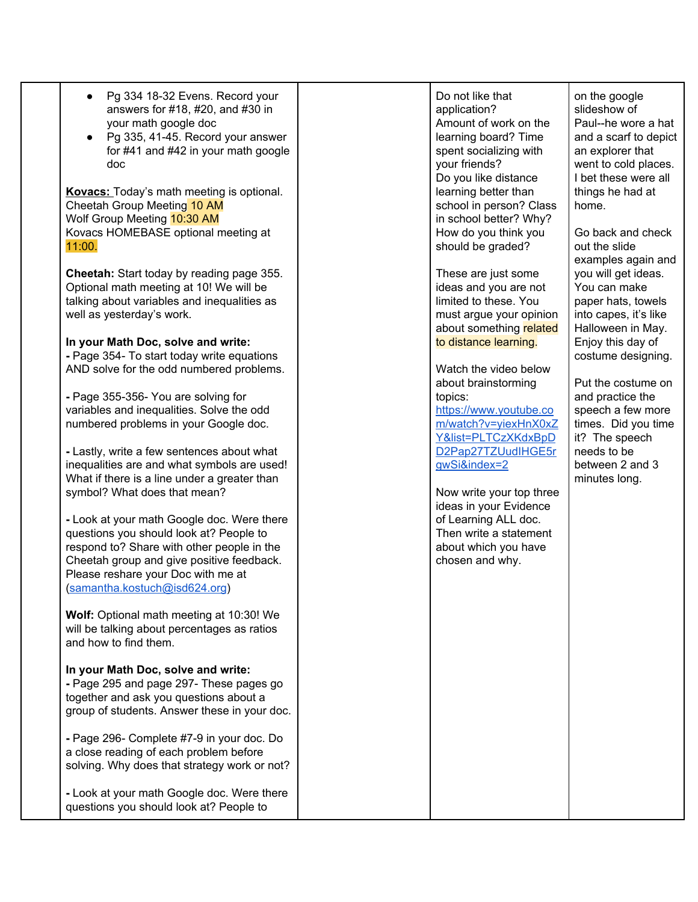| | | | | |
|---|---|---|---|---|
| | • Pg 334 18-32 Evens. Record your answers for #18, #20, and #30 in your math google doc<br>• Pg 335, 41-45. Record your answer for #41 and #42 in your math google doc<br><br>**Kovacs:** Today's math meeting is optional.<br>Cheetah Group Meeting 10 AM<br>Wolf Group Meeting 10:30 AM<br>Kovacs HOMEBASE optional meeting at 11:00.<br><br>**Cheetah:** Start today by reading page 355. Optional math meeting at 10! We will be talking about variables and inequalities as well as yesterday's work.<br><br>**In your Math Doc, solve and write:**<br>**-** Page 354- To start today write equations AND solve for the odd numbered problems.<br><br>- Page 355-356- You are solving for variables and inequalities. Solve the odd numbered problems in your Google doc.<br><br>- Lastly, write a few sentences about what inequalities are and what symbols are used! What if there is a line under a greater than symbol? What does that mean?<br><br>- Look at your math Google doc. Were there questions you should look at? People to respond to? Share with other people in the Cheetah group and give positive feedback. Please reshare your Doc with me at (samantha.kostuch@isd624.org)<br><br>**Wolf:** Optional math meeting at 10:30! We will be talking about percentages as ratios and how to find them.<br><br>**In your Math Doc, solve and write:**<br>**-** Page 295 and page 297- These pages go together and ask you questions about a group of students. Answer these in your doc.<br><br>- Page 296- Complete #7-9 in your doc. Do a close reading of each problem before solving. Why does that strategy work or not?<br><br>- Look at your math Google doc. Were there questions you should look at? People to | | Do not like that application?<br>Amount of work on the learning board? Time spent socializing with your friends?<br>Do you like distance learning better than school in person? Class in school better? Why?<br>How do you think you should be graded?<br><br>These are just some ideas and you are not limited to these. You must argue your opinion about something related to distance learning.<br><br>Watch the video below about brainstorming topics:<br>https://www.youtube.com/watch?v=yiexHnX0xZY&list=PLTCzXKdxBpDD2Pap27TZUudIHGE5rgwSi&index=2<br><br>Now write your top three ideas in your Evidence of Learning ALL doc. Then write a statement about which you have chosen and why. | on the google slideshow of Paul--he wore a hat and a scarf to depict an explorer that went to cold places. I bet these were all things he had at home.<br><br>Go back and check out the slide examples again and you will get ideas. You can make paper hats, towels into capes, it's like Halloween in May. Enjoy this day of costume designing.<br><br>Put the costume on and practice the speech a few more times. Did you time it? The speech needs to be between 2 and 3 minutes long. |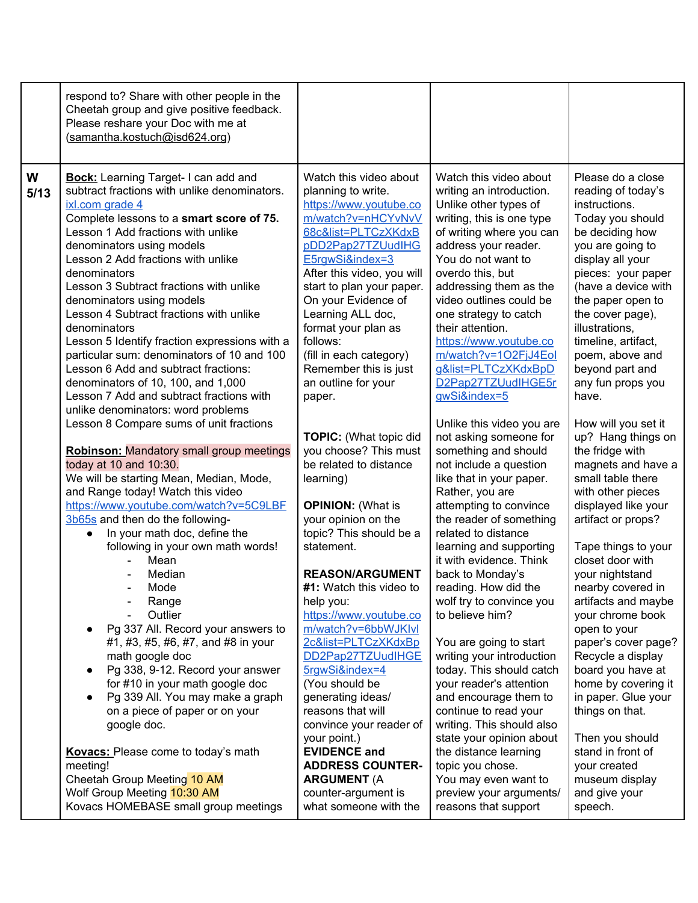| | | | | |
|---|---|---|---|---|
| | respond to? Share with other people in the Cheetah group and give positive feedback. Please reshare your Doc with me at (samantha.kostuch@isd624.org) | | | |
| **W 5/13** | **Bock:** Learning Target- I can add and subtract fractions with unlike denominators. ixl.com grade 4<br>Complete lessons to a **smart score of 75.**<br>Lesson 1 Add fractions with unlike denominators using models<br>Lesson 2 Add fractions with unlike denominators<br>Lesson 3 Subtract fractions with unlike denominators using models<br>Lesson 4 Subtract fractions with unlike denominators<br>Lesson 5 Identify fraction expressions with a particular sum: denominators of 10 and 100<br>Lesson 6 Add and subtract fractions: denominators of 10, 100, and 1,000<br>Lesson 7 Add and subtract fractions with unlike denominators: word problems<br>Lesson 8 Compare sums of unit fractions<br><br>**Robinson:** Mandatory small group meetings today at 10 and 10:30.<br>We will be starting Mean, Median, Mode, and Range today! Watch this video https://www.youtube.com/watch?v=5C9LBF3b65s and then do the following-<br>• In your math doc, define the following in your own math words!<br>- Mean<br>- Median<br>- Mode<br>- Range<br>- Outlier<br>• Pg 337 All. Record your answers to #1, #3, #5, #6, #7, and #8 in your math google doc<br>• Pg 338, 9-12. Record your answer for #10 in your math google doc<br>• Pg 339 All. You may make a graph on a piece of paper or on your google doc.<br><br>**Kovacs:** Please come to today's math meeting!<br>Cheetah Group Meeting 10 AM<br>Wolf Group Meeting 10:30 AM<br>Kovacs HOMEBASE small group meetings | Watch this video about planning to write. https://www.youtube.com/watch?v=nHCYvNvV68c&list=PLTCzXKdxBpDD2Pap27TZUudIHGE5rgwSi&index=3<br>After this video, you will start to plan your paper. On your Evidence of Learning ALL doc, format your plan as follows:<br>(fill in each category)<br>Remember this is just an outline for your paper.<br><br>**TOPIC:** (What topic did you choose? This must be related to distance learning)<br><br>**OPINION:** (What is your opinion on the topic? This should be a statement.<br><br>**REASON/ARGUMENT #1:** Watch this video to help you: https://www.youtube.com/watch?v=6bbWJKlvl2c&list=PLTCzXKdxBpDD2Pap27TZUudIHGE5rgwSi&index=4<br>(You should be generating ideas/ reasons that will convince your reader of your point.)<br>**EVIDENCE and ADDRESS COUNTER-ARGUMENT** (A counter-argument is what someone with the | Watch this video about writing an introduction. Unlike other types of writing, this is one type of writing where you can address your reader. You do not want to overdo this, but addressing them as the video outlines could be one strategy to catch their attention. https://www.youtube.com/watch?v=1O2FjJ4Eolg&list=PLTCzXKdxBpDD2Pap27TZUudIHGE5rgwSi&index=5<br><br>Unlike this video you are not asking someone for something and should not include a question like that in your paper. Rather, you are attempting to convince the reader of something related to distance learning and supporting it with evidence. Think back to Monday's reading. How did the wolf try to convince you to believe him?<br><br>You are going to start writing your introduction today. This should catch your reader's attention and encourage them to continue to read your writing. This should also state your opinion about the distance learning topic you chose.<br>You may even want to preview your arguments/ reasons that support | Please do a close reading of today's instructions.<br>Today you should be deciding how you are going to display all your pieces: your paper (have a device with the paper open to the cover page), illustrations, timeline, artifact, poem, above and beyond part and any fun props you have.<br><br>How will you set it up? Hang things on the fridge with magnets and have a small table there with other pieces displayed like your artifact or props?<br><br>Tape things to your closet door with your nightstand nearby covered in artifacts and maybe your chrome book open to your paper's cover page? Recycle a display board you have at home by covering it in paper. Glue your things on that.<br><br>Then you should stand in front of your created museum display and give your speech. |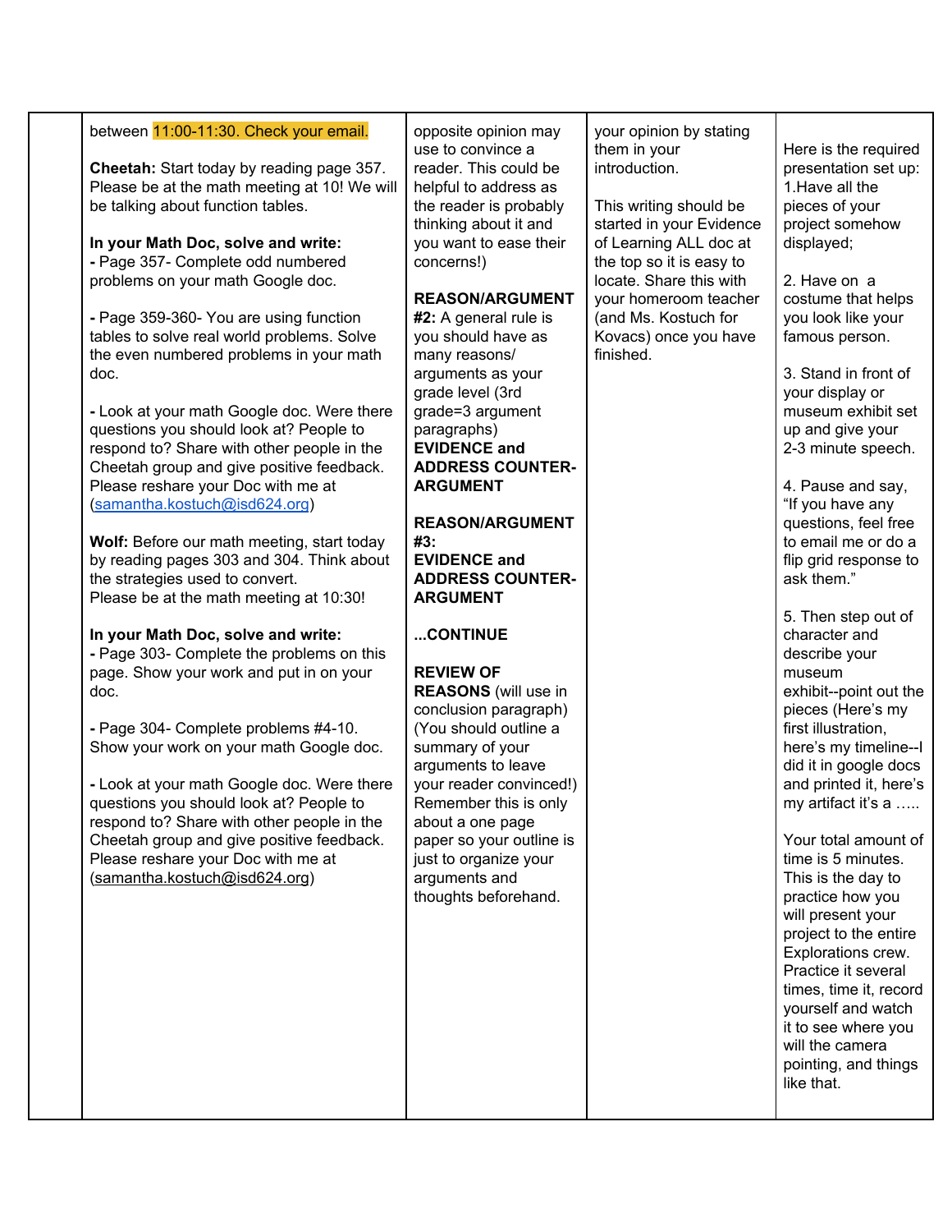| | | | | |
|---|---|---|---|---|
| | between 11:00-11:30. Check your email.<br><br>**Cheetah:** Start today by reading page 357. Please be at the math meeting at 10! We will be talking about function tables.<br><br>**In your Math Doc, solve and write:**<br>**-** Page 357- Complete odd numbered problems on your math Google doc.<br><br>**-** Page 359-360- You are using function tables to solve real world problems. Solve the even numbered problems in your math doc.<br><br>**-** Look at your math Google doc. Were there questions you should look at? People to respond to? Share with other people in the Cheetah group and give positive feedback. Please reshare your Doc with me at (samantha.kostuch@isd624.org)<br><br>**Wolf:** Before our math meeting, start today by reading pages 303 and 304. Think about the strategies used to convert.<br>Please be at the math meeting at 10:30!<br><br>**In your Math Doc, solve and write:**<br>**-** Page 303- Complete the problems on this page. Show your work and put in on your doc.<br><br>**-** Page 304- Complete problems #4-10. Show your work on your math Google doc.<br><br>**-** Look at your math Google doc. Were there questions you should look at? People to respond to? Share with other people in the Cheetah group and give positive feedback. Please reshare your Doc with me at (samantha.kostuch@isd624.org) | opposite opinion may use to convince a reader. This could be helpful to address as the reader is probably thinking about it and you want to ease their concerns!)<br><br>**REASON/ARGUMENT #2:** A general rule is you should have as many reasons/ arguments as your grade level (3rd grade=3 argument paragraphs)<br>**EVIDENCE and ADDRESS COUNTER-ARGUMENT**<br><br>**REASON/ARGUMENT #3:**<br>**EVIDENCE and ADDRESS COUNTER-ARGUMENT**<br><br>**...CONTINUE**<br><br>**REVIEW OF REASONS** (will use in conclusion paragraph) (You should outline a summary of your arguments to leave your reader convinced!) Remember this is only about a one page paper so your outline is just to organize your arguments and thoughts beforehand. | your opinion by stating them in your introduction.<br><br>This writing should be started in your Evidence of Learning ALL doc at the top so it is easy to locate. Share this with your homeroom teacher (and Ms. Kostuch for Kovacs) once you have finished. | Here is the required presentation set up:<br>1.Have all the pieces of your project somehow displayed;<br><br>2. Have on a costume that helps you look like your famous person.<br><br>3. Stand in front of your display or museum exhibit set up and give your 2-3 minute speech.<br><br>4. Pause and say, "If you have any questions, feel free to email me or do a flip grid response to ask them."<br><br>5. Then step out of character and describe your museum exhibit--point out the pieces (Here's my first illustration, here's my timeline--I did it in google docs and printed it, here's my artifact it's a .....<br><br>Your total amount of time is 5 minutes. This is the day to practice how you will present your project to the entire Explorations crew. Practice it several times, time it, record yourself and watch it to see where you will the camera pointing, and things like that. |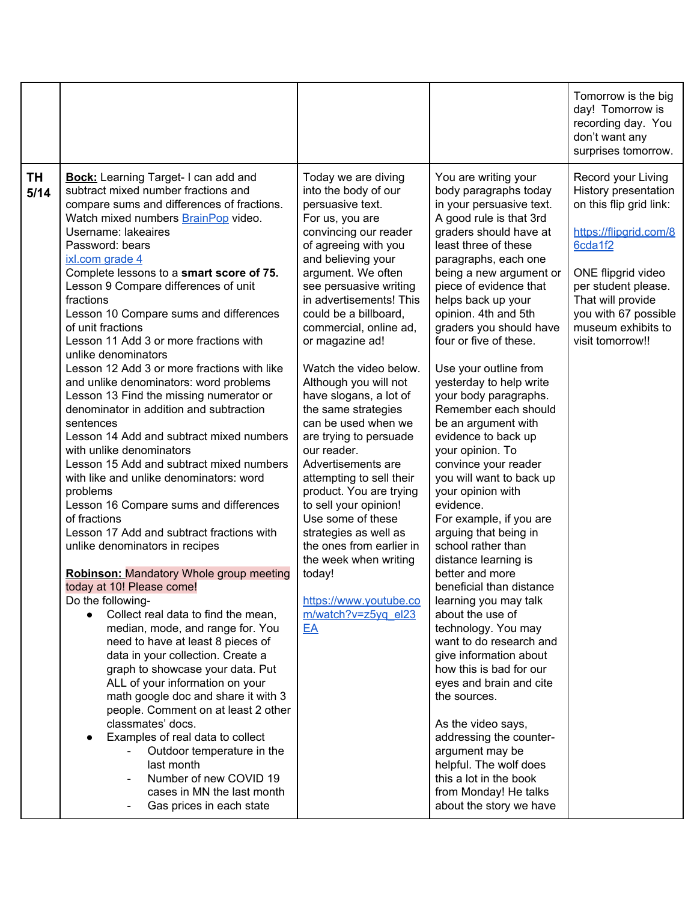| | | | | |
|---|---|---|---|---|
| | | | | Tomorrow is the big day! Tomorrow is recording day. You don't want any surprises tomorrow. |
| **TH 5/14** | **Bock:** Learning Target- I can add and subtract mixed number fractions and compare sums and differences of fractions.<br>Watch mixed numbers BrainPop video.<br>Username: lakeaires<br>Password: bears<br>ixl.com grade 4<br>Complete lessons to a **smart score of 75.**<br>Lesson 9 Compare differences of unit fractions<br>Lesson 10 Compare sums and differences of unit fractions<br>Lesson 11 Add 3 or more fractions with unlike denominators<br>Lesson 12 Add 3 or more fractions with like and unlike denominators: word problems<br>Lesson 13 Find the missing numerator or denominator in addition and subtraction sentences<br>Lesson 14 Add and subtract mixed numbers with unlike denominators<br>Lesson 15 Add and subtract mixed numbers with like and unlike denominators: word problems<br>Lesson 16 Compare sums and differences of fractions<br>Lesson 17 Add and subtract fractions with unlike denominators in recipes<br><br>**Robinson:** Mandatory Whole group meeting today at 10! Please come!<br>Do the following-<br>● Collect real data to find the mean, median, mode, and range for. You need to have at least 8 pieces of data in your collection. Create a graph to showcase your data. Put ALL of your information on your math google doc and share it with 3 people. Comment on at least 2 other classmates' docs.<br>● Examples of real data to collect<br>- Outdoor temperature in the last month<br>- Number of new COVID 19 cases in MN the last month<br>- Gas prices in each state | Today we are diving into the body of our persuasive text.<br>For us, you are convincing our reader of agreeing with you and believing your argument. We often see persuasive writing in advertisements! This could be a billboard, commercial, online ad, or magazine ad!<br><br>Watch the video below. Although you will not have slogans, a lot of the same strategies can be used when we are trying to persuade our reader.<br>Advertisements are attempting to sell their product. You are trying to sell your opinion!<br>Use some of these strategies as well as the ones from earlier in the week when writing today!<br><br>https://www.youtube.com/watch?v=z5yq_el23EA | You are writing your body paragraphs today in your persuasive text. A good rule is that 3rd graders should have at least three of these paragraphs, each one being a new argument or piece of evidence that helps back up your opinion. 4th and 5th graders you should have four or five of these.<br><br>Use your outline from yesterday to help write your body paragraphs. Remember each should be an argument with evidence to back up your opinion. To convince your reader you will want to back up your opinion with evidence.<br>For example, if you are arguing that being in school rather than distance learning is better and more beneficial than distance learning you may talk about the use of technology. You may want to do research and give information about how this is bad for our eyes and brain and cite the sources.<br><br>As the video says, addressing the counter-argument may be helpful. The wolf does this a lot in the book from Monday! He talks about the story we have | Record your Living History presentation on this flip grid link:<br><br>https://flipgrid.com/86cda1f2<br><br>ONE flipgrid video per student please. That will provide you with 67 possible museum exhibits to visit tomorrow!! |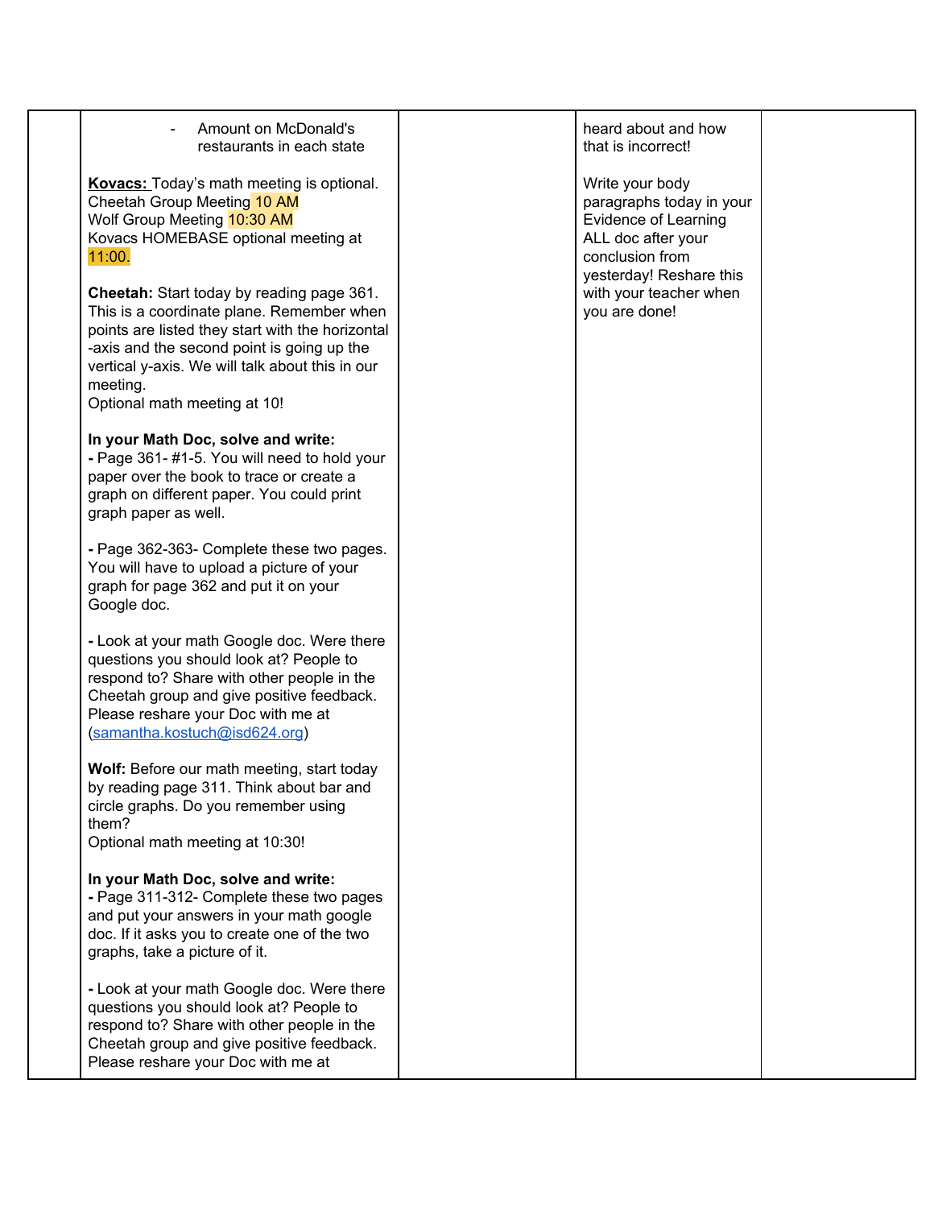| | | | | |
|---|---|---|---|---|
| | - Amount on McDonald's restaurants in each state<br><br>**Kovacs:** Today's math meeting is optional.<br>Cheetah Group Meeting 10 AM<br>Wolf Group Meeting 10:30 AM<br>Kovacs HOMEBASE optional meeting at 11:00.<br><br>**Cheetah:** Start today by reading page 361. This is a coordinate plane. Remember when points are listed they start with the horizontal -axis and the second point is going up the vertical y-axis. We will talk about this in our meeting.<br>Optional math meeting at 10!<br><br>**In your Math Doc, solve and write:**<br>**-** Page 361- #1-5. You will need to hold your paper over the book to trace or create a graph on different paper. You could print graph paper as well.<br><br>**-** Page 362-363- Complete these two pages. You will have to upload a picture of your graph for page 362 and put it on your Google doc.<br><br>**-** Look at your math Google doc. Were there questions you should look at? People to respond to? Share with other people in the Cheetah group and give positive feedback. Please reshare your Doc with me at (samantha.kostuch@isd624.org)<br><br>**Wolf:** Before our math meeting, start today by reading page 311. Think about bar and circle graphs. Do you remember using them?<br>Optional math meeting at 10:30!<br><br>**In your Math Doc, solve and write:**<br>**-** Page 311-312- Complete these two pages and put your answers in your math google doc. If it asks you to create one of the two graphs, take a picture of it.<br><br>**-** Look at your math Google doc. Were there questions you should look at? People to respond to? Share with other people in the Cheetah group and give positive feedback. Please reshare your Doc with me at | | heard about and how that is incorrect!<br><br>Write your body paragraphs today in your Evidence of Learning ALL doc after your conclusion from yesterday! Reshare this with your teacher when you are done! | |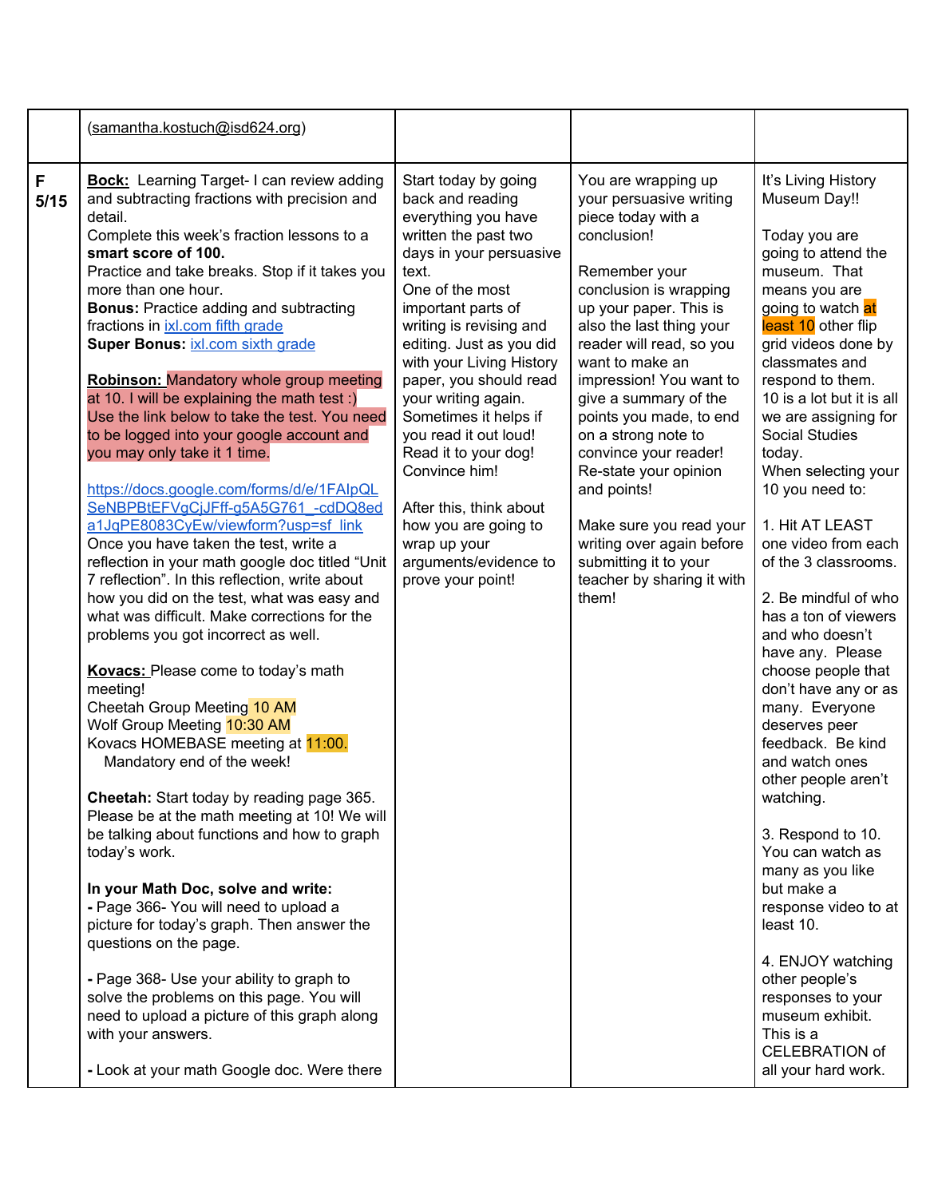| | | | | |
|---|---|---|---|---|
| | (samantha.kostuch@isd624.org) | | | |
| **F 5/15** | **Bock:** Learning Target- I can review adding and subtracting fractions with precision and detail.<br>Complete this week's fraction lessons to a **smart score of 100.**<br>Practice and take breaks. Stop if it takes you more than one hour.<br>**Bonus:** Practice adding and subtracting fractions in ixl.com fifth grade<br>**Super Bonus:** ixl.com sixth grade<br><br>**Robinson:** Mandatory whole group meeting at 10. I will be explaining the math test :) Use the link below to take the test. You need to be logged into your google account and you may only take it 1 time.<br><br>https://docs.google.com/forms/d/e/1FAIpQLSeNBPBtEFVgCjJFff-g5A5G761_-cdDQ8eda1JqPE8083CyEw/viewform?usp=sf_link<br>Once you have taken the test, write a reflection in your math google doc titled "Unit 7 reflection". In this reflection, write about how you did on the test, what was easy and what was difficult. Make corrections for the problems you got incorrect as well.<br><br>**Kovacs:** Please come to today's math meeting!<br>Cheetah Group Meeting 10 AM<br>Wolf Group Meeting 10:30 AM<br>Kovacs HOMEBASE meeting at 11:00. Mandatory end of the week!<br><br>**Cheetah:** Start today by reading page 365. Please be at the math meeting at 10! We will be talking about functions and how to graph today's work.<br><br>**In your Math Doc, solve and write:**<br>- Page 366- You will need to upload a picture for today's graph. Then answer the questions on the page.<br><br>- Page 368- Use your ability to graph to solve the problems on this page. You will need to upload a picture of this graph along with your answers.<br><br>- Look at your math Google doc. Were there | Start today by going back and reading everything you have written the past two days in your persuasive text.<br>One of the most important parts of writing is revising and editing. Just as you did with your Living History paper, you should read your writing again. Sometimes it helps if you read it out loud! Read it to your dog! Convince him!<br><br>After this, think about how you are going to wrap up your arguments/evidence to prove your point! | You are wrapping up your persuasive writing piece today with a conclusion!<br><br>Remember your conclusion is wrapping up your paper. This is also the last thing your reader will read, so you want to make an impression! You want to give a summary of the points you made, to end on a strong note to convince your reader! Re-state your opinion and points!<br><br>Make sure you read your writing over again before submitting it to your teacher by sharing it with them! | It's Living History Museum Day!!<br><br>Today you are going to attend the museum. That means you are going to watch at least 10 other flip grid videos done by classmates and respond to them. 10 is a lot but it is all we are assigning for Social Studies today.<br>When selecting your 10 you need to:<br><br>1. Hit AT LEAST one video from each of the 3 classrooms.<br><br>2. Be mindful of who has a ton of viewers and who doesn't have any. Please choose people that don't have any or as many. Everyone deserves peer feedback. Be kind and watch ones other people aren't watching.<br><br>3. Respond to 10. You can watch as many as you like but make a response video to at least 10.<br><br>4. ENJOY watching other people's responses to your museum exhibit. This is a CELEBRATION of all your hard work. |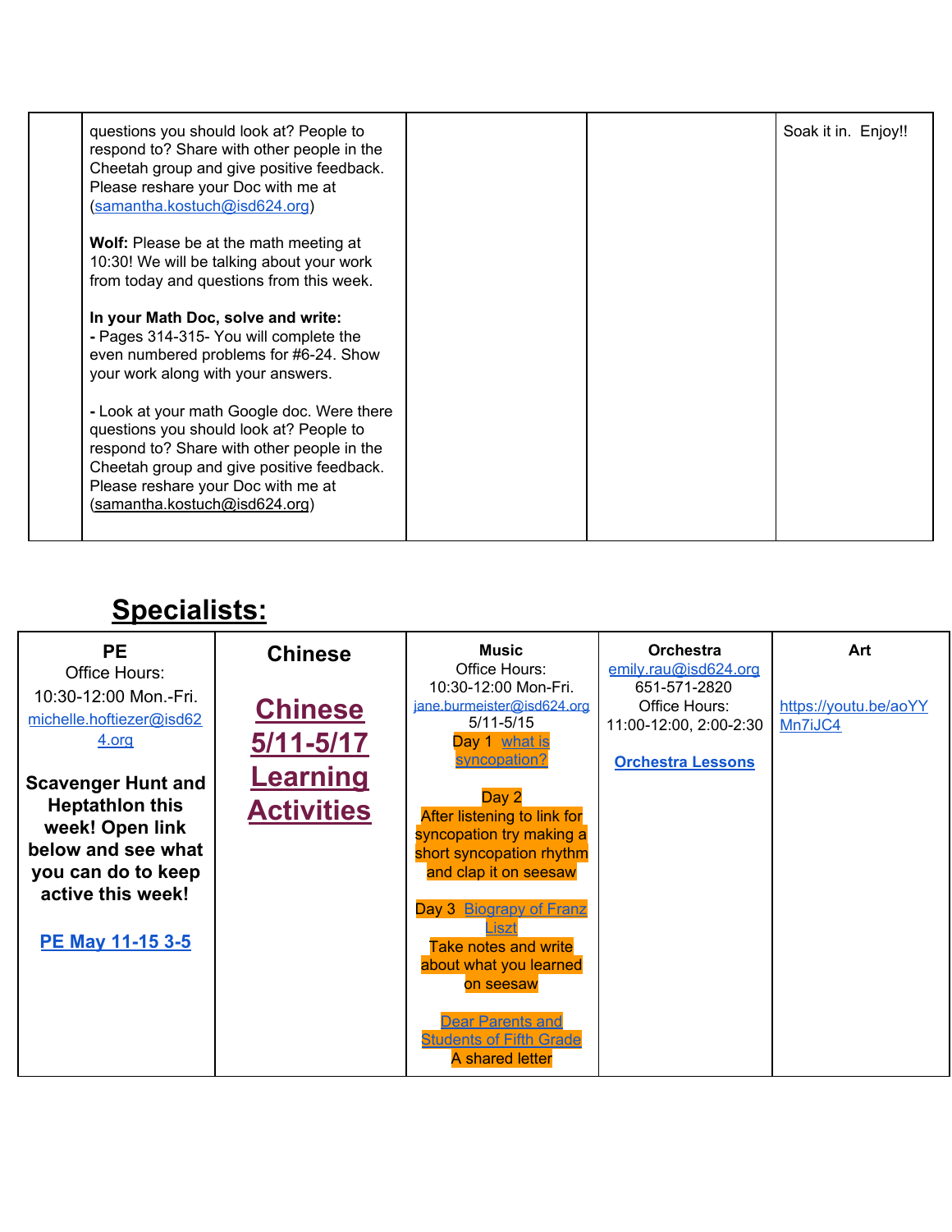| | | | | |
|---|---|---|---|---|
| | questions you should look at? People to respond to? Share with other people in the Cheetah group and give positive feedback. Please reshare your Doc with me at (samantha.kostuch@isd624.org)<br><br>**Wolf:** Please be at the math meeting at 10:30! We will be talking about your work from today and questions from this week.<br><br>**In your Math Doc, solve and write:**<br>**-** Pages 314-315- You will complete the even numbered problems for #6-24. Show your work along with your answers.<br><br>**-** Look at your math Google doc. Were there questions you should look at? People to respond to? Share with other people in the Cheetah group and give positive feedback. Please reshare your Doc with me at (samantha.kostuch@isd624.org) | | | Soak it in. Enjoy!! |

# Specialists:

| **PE** | **Chinese** | **Music** | **Orchestra** | **Art** |
|---|---|---|---|---|
| Office Hours: 10:30-12:00 Mon.-Fri.<br>michelle.hoftiezer@isd624.org<br><br>**Scavenger Hunt and Heptathlon this week! Open link below and see what you can do to keep active this week!**<br><br>**PE May 11-15 3-5** | **Chinese 5/11-5/17 Learning Activities** | Office Hours: 10:30-12:00 Mon-Fri.<br>jane.burmeister@isd624.org<br>5/11-5/15<br>Day 1 what is syncopation?<br><br>Day 2<br>After listening to link for syncopation try making a short syncopation rhythm and clap it on seesaw<br><br>Day 3 Biograpy of Franz Liszt<br>Take notes and write about what you learned on seesaw<br><br>Dear Parents and Students of Fifth Grade<br>A shared letter | emily.rau@isd624.org<br>651-571-2820<br>Office Hours: 11:00-12:00, 2:00-2:30<br><br>**Orchestra Lessons** | https://youtu.be/aoYYMn7iJC4 |